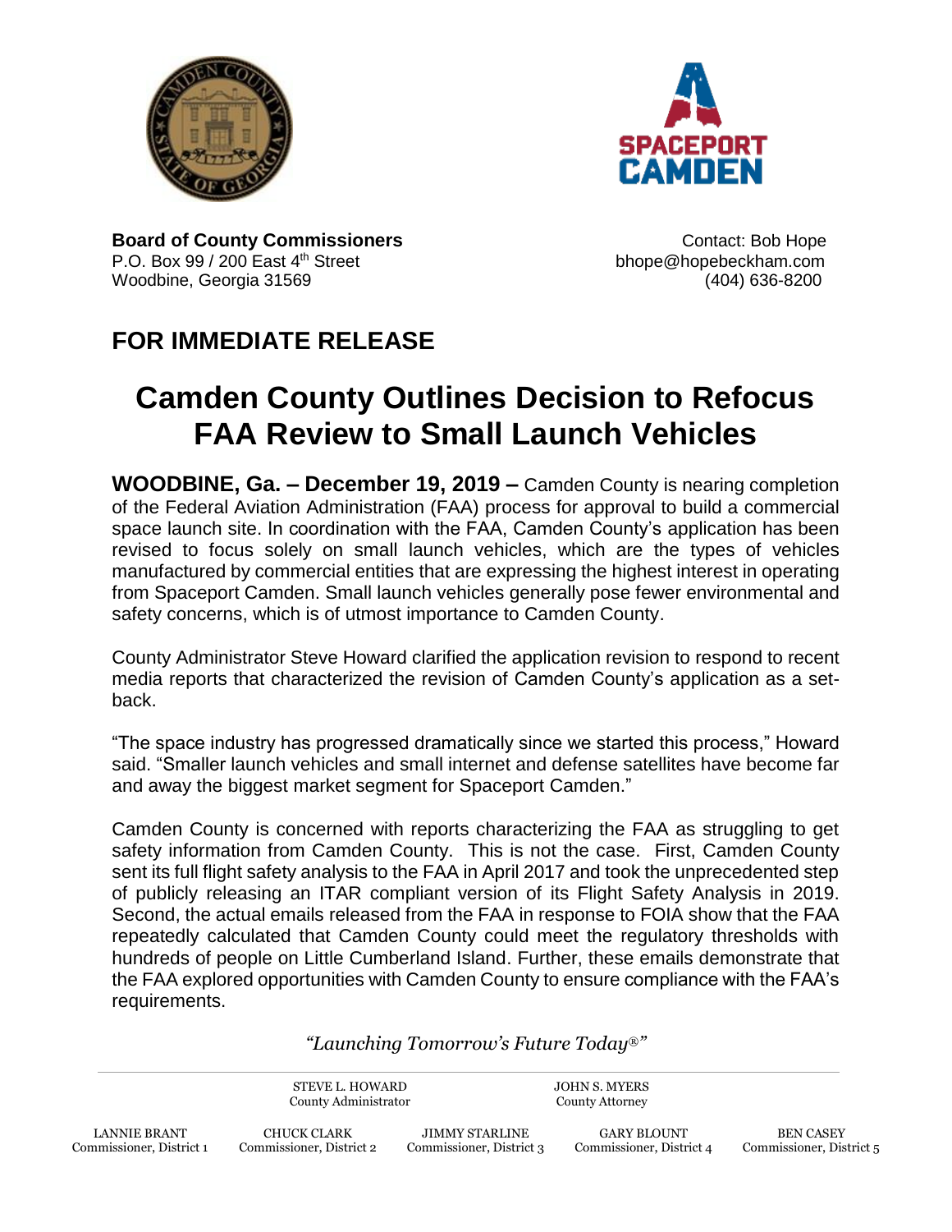**Board of County Commissioners**
P.O. Box 99 / 200 East 4th Street
Woodbine, Georgia 31569

Contact: Bob Hope
bhope@hopebeckham.com
(404) 636-8200

## FOR IMMEDIATE RELEASE

# Camden County Outlines Decision to Refocus FAA Review to Small Launch Vehicles

**WOODBINE, Ga. – December 19, 2019 –** Camden County is nearing completion of the Federal Aviation Administration (FAA) process for approval to build a commercial space launch site. In coordination with the FAA, Camden County's application has been revised to focus solely on small launch vehicles, which are the types of vehicles manufactured by commercial entities that are expressing the highest interest in operating from Spaceport Camden. Small launch vehicles generally pose fewer environmental and safety concerns, which is of utmost importance to Camden County.

County Administrator Steve Howard clarified the application revision to respond to recent media reports that characterized the revision of Camden County's application as a set-back.

"The space industry has progressed dramatically since we started this process," Howard said. "Smaller launch vehicles and small internet and defense satellites have become far and away the biggest market segment for Spaceport Camden."

Camden County is concerned with reports characterizing the FAA as struggling to get safety information from Camden County. This is not the case. First, Camden County sent its full flight safety analysis to the FAA in April 2017 and took the unprecedented step of publicly releasing an ITAR compliant version of its Flight Safety Analysis in 2019. Second, the actual emails released from the FAA in response to FOIA show that the FAA repeatedly calculated that Camden County could meet the regulatory thresholds with hundreds of people on Little Cumberland Island. Further, these emails demonstrate that the FAA explored opportunities with Camden County to ensure compliance with the FAA's requirements.

*"Launching Tomorrow's Future Today®"*

STEVE L. HOWARD, County Administrator
JOHN S. MYERS, County Attorney

LANNIE BRANT, Commissioner, District 1
CHUCK CLARK, Commissioner, District 2
JIMMY STARLINE, Commissioner, District 3
GARY BLOUNT, Commissioner, District 4
BEN CASEY, Commissioner, District 5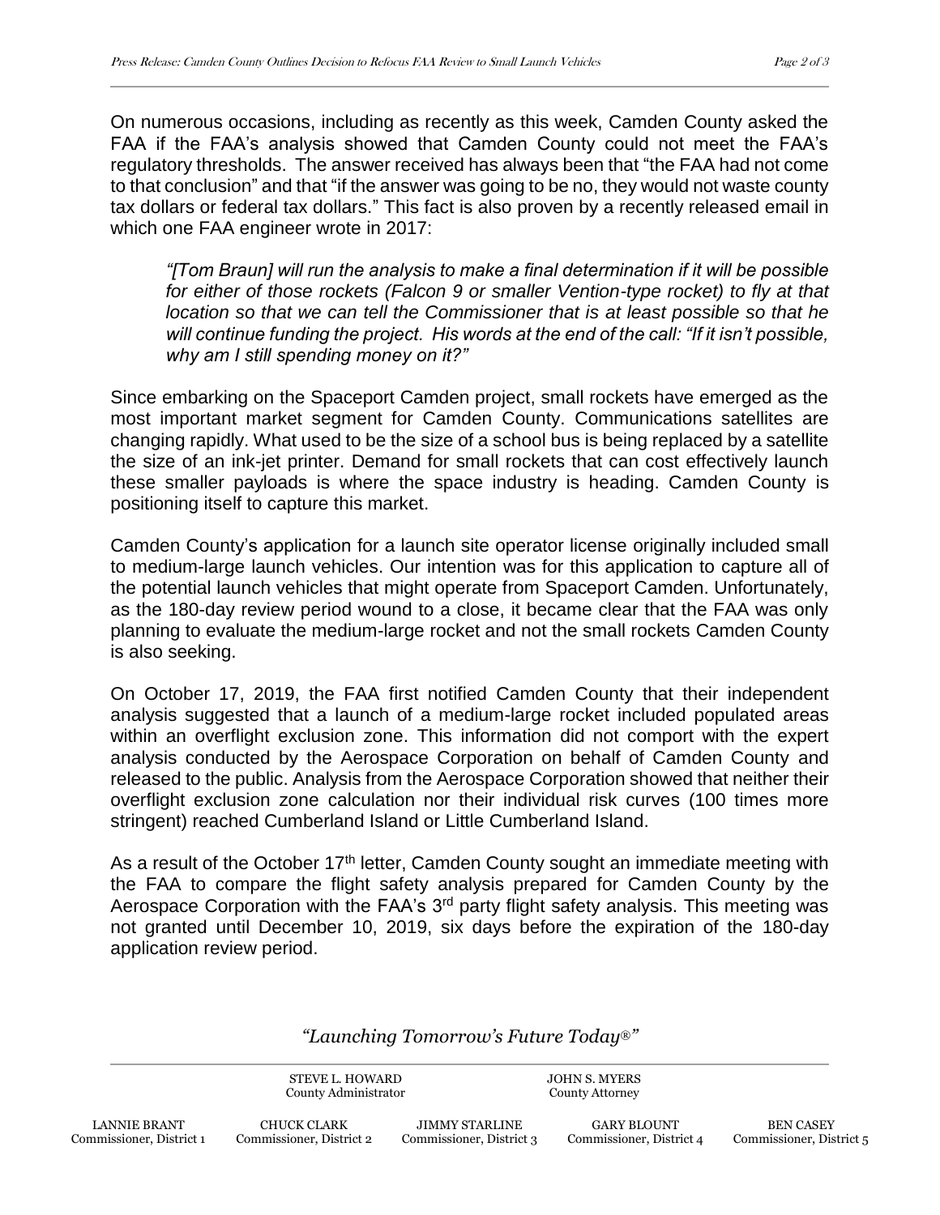On numerous occasions, including as recently as this week, Camden County asked the FAA if the FAA's analysis showed that Camden County could not meet the FAA's regulatory thresholds. The answer received has always been that "the FAA had not come to that conclusion" and that "if the answer was going to be no, they would not waste county tax dollars or federal tax dollars." This fact is also proven by a recently released email in which one FAA engineer wrote in 2017:

> *"[Tom Braun] will run the analysis to make a final determination if it will be possible for either of those rockets (Falcon 9 or smaller Vention-type rocket) to fly at that location so that we can tell the Commissioner that is at least possible so that he will continue funding the project. His words at the end of the call: "If it isn't possible, why am I still spending money on it?"*

Since embarking on the Spaceport Camden project, small rockets have emerged as the most important market segment for Camden County. Communications satellites are changing rapidly. What used to be the size of a school bus is being replaced by a satellite the size of an ink-jet printer. Demand for small rockets that can cost effectively launch these smaller payloads is where the space industry is heading. Camden County is positioning itself to capture this market.

Camden County's application for a launch site operator license originally included small to medium-large launch vehicles. Our intention was for this application to capture all of the potential launch vehicles that might operate from Spaceport Camden. Unfortunately, as the 180-day review period wound to a close, it became clear that the FAA was only planning to evaluate the medium-large rocket and not the small rockets Camden County is also seeking.

On October 17, 2019, the FAA first notified Camden County that their independent analysis suggested that a launch of a medium-large rocket included populated areas within an overflight exclusion zone. This information did not comport with the expert analysis conducted by the Aerospace Corporation on behalf of Camden County and released to the public. Analysis from the Aerospace Corporation showed that neither their overflight exclusion zone calculation nor their individual risk curves (100 times more stringent) reached Cumberland Island or Little Cumberland Island.

As a result of the October 17th letter, Camden County sought an immediate meeting with the FAA to compare the flight safety analysis prepared for Camden County by the Aerospace Corporation with the FAA's 3rd party flight safety analysis. This meeting was not granted until December 10, 2019, six days before the expiration of the 180-day application review period.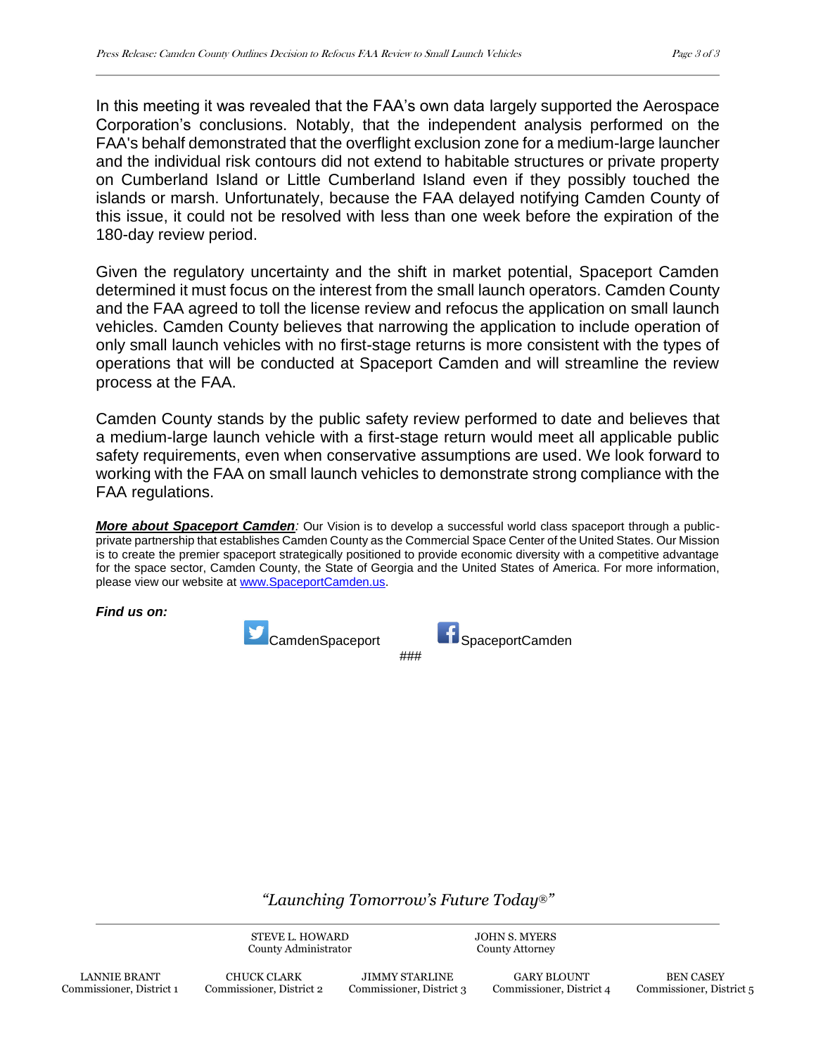In this meeting it was revealed that the FAA's own data largely supported the Aerospace Corporation's conclusions. Notably, that the independent analysis performed on the FAA's behalf demonstrated that the overflight exclusion zone for a medium-large launcher and the individual risk contours did not extend to habitable structures or private property on Cumberland Island or Little Cumberland Island even if they possibly touched the islands or marsh. Unfortunately, because the FAA delayed notifying Camden County of this issue, it could not be resolved with less than one week before the expiration of the 180-day review period.

Given the regulatory uncertainty and the shift in market potential, Spaceport Camden determined it must focus on the interest from the small launch operators. Camden County and the FAA agreed to toll the license review and refocus the application on small launch vehicles. Camden County believes that narrowing the application to include operation of only small launch vehicles with no first-stage returns is more consistent with the types of operations that will be conducted at Spaceport Camden and will streamline the review process at the FAA.

Camden County stands by the public safety review performed to date and believes that a medium-large launch vehicle with a first-stage return would meet all applicable public safety requirements, even when conservative assumptions are used. We look forward to working with the FAA on small launch vehicles to demonstrate strong compliance with the FAA regulations.

***More about Spaceport Camden**:* Our Vision is to develop a successful world class spaceport through a public-private partnership that establishes Camden County as the Commercial Space Center of the United States. Our Mission is to create the premier spaceport strategically positioned to provide economic diversity with a competitive advantage for the space sector, Camden County, the State of Georgia and the United States of America. For more information, please view our website at [www.SpaceportCamden.us](http://www.SpaceportCamden.us).

***Find us on:***

CamdenSpaceport SpaceportCamden

###

*"Launching Tomorrow's Future Today®"*

STEVE L. HOWARD
County Administrator

JOHN S. MYERS
County Attorney

LANNIE BRANT
Commissioner, District 1

CHUCK CLARK
Commissioner, District 2

JIMMY STARLINE
Commissioner, District 3

GARY BLOUNT
Commissioner, District 4

BEN CASEY
Commissioner, District 5